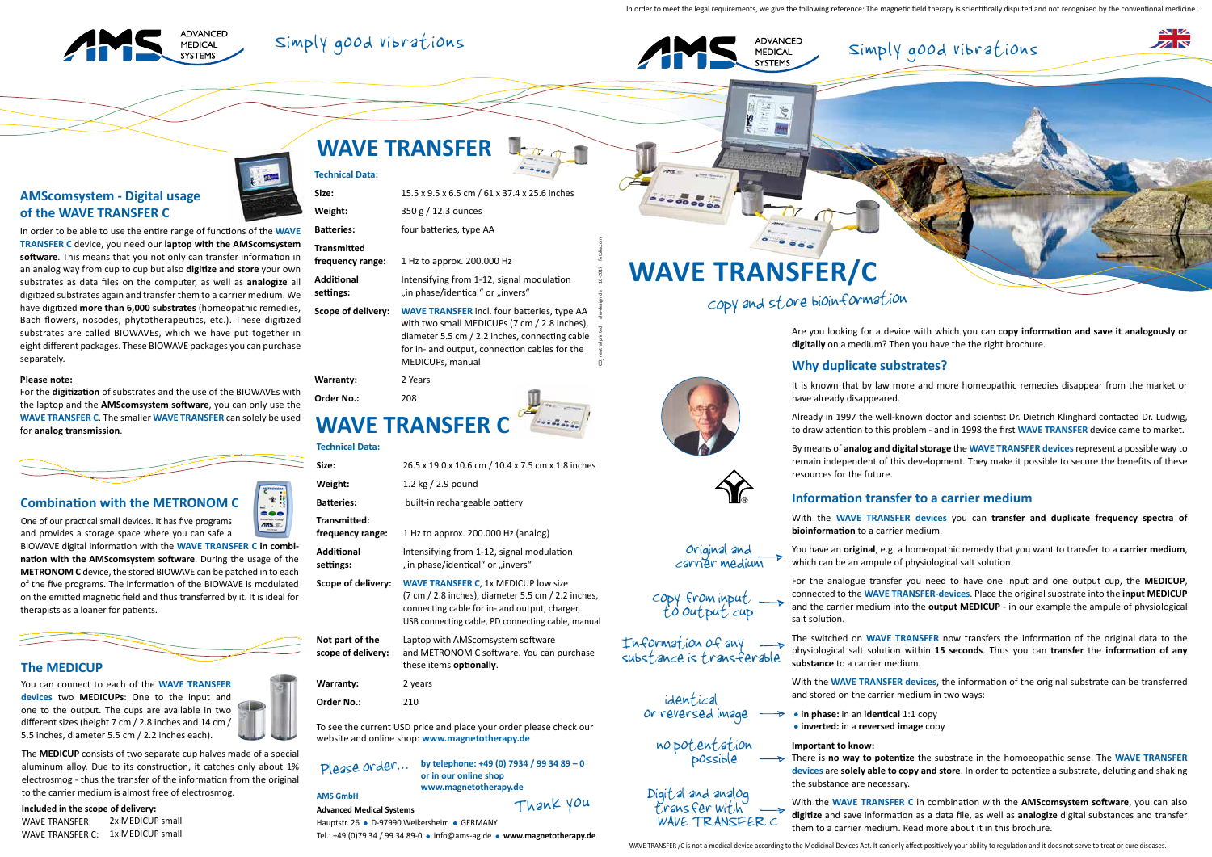In order to meet the legal requirements, we give the following reference: The magnetic field therapy is scientifically disputed and not recognized by the conventional medicine.

AMS ADVANCED MEDICAL SYSTEMS — Simply good vibrations

## AMScomsystem - Digital usage of the WAVE TRANSFER C

In order to be able to use the entire range of functions of the **WAVE TRANSFER C** device, you need our **laptop with the AMScomsystem software**. This means that you not only can transfer information in an analog way from cup to cup but also **digitize and store** your own substrates as data files on the computer, as well as **analogize** all digitized substrates again and transfer them to a carrier medium. We have digitized **more than 6,000 substrates** (homeopathic remedies, Bach flowers, nosodes, phytotherapeutics, etc.). These digitized substrates are called BIOWAVEs, which we have put together in eight different packages. These BIOWAVE packages you can purchase separately.

**Please note:**
For the **digitization** of substrates and the use of the BIOWAVEs with the laptop and the **AMScomsystem software**, you can only use the **WAVE TRANSFER C**. The smaller **WAVE TRANSFER** can solely be used for **analog transmission**.

## Combination with the METRONOM C

One of our practical small devices. It has five programs and provides a storage space where you can safe a BIOWAVE digital information with the **WAVE TRANSFER C in combination with the AMScomsystem software**. During the usage of the **METRONOM C** device, the stored BIOWAVE can be patched in to each of the five programs. The information of the BIOWAVE is modulated on the emitted magnetic field and thus transferred by it. It is ideal for therapists as a loaner for patients.

## The MEDICUP

You can connect to each of the **WAVE TRANSFER devices** two **MEDICUPs**: One to the input and one to the output. The cups are available in two different sizes (height 7 cm / 2.8 inches and 14 cm / 5.5 inches, diameter 5.5 cm / 2.2 inches each).

The **MEDICUP** consists of two separate cup halves made of a special aluminum alloy. Due to its construction, it catches only about 1% electrosmog - thus the transfer of the information from the original to the carrier medium is almost free of electrosmog.

**Included in the scope of delivery:**
WAVE TRANSFER: 2x MEDICUP small
WAVE TRANSFER C: 1x MEDICUP small

# WAVE TRANSFER

**Technical Data:**

| | |
|---|---|
| **Size:** | 15.5 x 9.5 x 6.5 cm / 61 x 37.4 x 25.6 inches |
| **Weight:** | 350 g / 12.3 ounces |
| **Batteries:** | four batteries, type AA |
| **Transmitted frequency range:** | 1 Hz to approx. 200.000 Hz |
| **Additional settings:** | Intensifying from 1-12, signal modulation „in phase/identical" or „invers" |
| **Scope of delivery:** | **WAVE TRANSFER** incl. four batteries, type AA with two small MEDICUPs (7 cm / 2.8 inches), diameter 5.5 cm / 2.2 inches, connecting cable for in- and output, connection cables for the MEDICUPs, manual |
| **Warranty:** | 2 Years |
| **Order No.:** | 208 |

# WAVE TRANSFER C

**Technical Data:**

| | |
|---|---|
| **Size:** | 26.5 x 19.0 x 10.6 cm / 10.4 x 7.5 cm x 1.8 inches |
| **Weight:** | 1.2 kg / 2.9 pound |
| **Batteries:** | built-in rechargeable battery |
| **Transmitted: frequency range:** | 1 Hz to approx. 200.000 Hz (analog) |
| **Additional settings:** | Intensifying from 1-12, signal modulation „in phase/identical" or „invers" |
| **Scope of delivery:** | **WAVE TRANSFER C**, 1x MEDICUP low size (7 cm / 2.8 inches), diameter 5.5 cm / 2.2 inches, connecting cable for in- and output, charger, USB connecting cable, PD connecting cable, manual |
| **Not part of the scope of delivery:** | Laptop with AMScomsystem software and METRONOM C software. You can purchase these items **optionally**. |
| **Warranty:** | 2 years |
| **Order No.:** | 210 |

To see the current USD price and place your order please check our website and online shop: **www.magnetotherapy.de**

Please order... **by telephone: +49 (0) 7934 / 99 34 89 – 0 or in our online shop www.magnetotherapy.de**

Thank you

**AMS GmbH**
**Advanced Medical Systems**
Hauptstr. 26 ● D-97990 Weikersheim ● GERMANY
Tel.: +49 (0)79 34 / 99 34 89-0 ● info@ams-ag.de ● **www.magnetotherapy.de**

# WAVE TRANSFER/C

copy and store bioinformation

Are you looking for a device with which you can **copy information and save it analogously or digitally** on a medium? Then you have the right brochure.

## Why duplicate substrates?

It is known that by law more and more homeopathic remedies disappear from the market or have already disappeared.

Already in 1997 the well-known doctor and scientist Dr. Dietrich Klinghard contacted Dr. Ludwig, to draw attention to this problem - and in 1998 the first **WAVE TRANSFER** device came to market.

By means of **analog and digital storage** the **WAVE TRANSFER devices** represent a possible way to remain independent of this development. They make it possible to secure the benefits of these resources for the future.

## Information transfer to a carrier medium

With the **WAVE TRANSFER devices** you can **transfer and duplicate frequency spectra of bioinformation** to a carrier medium.

*Original and carrier medium* → You have an **original**, e.g. a homeopathic remedy that you want to transfer to a **carrier medium**, which can be an ampule of physiological salt solution.

*Copy from input to output cup* → For the analogue transfer you need to have one input and one output cup, the **MEDICUP**, connected to the **WAVE TRANSFER-devices**. Place the original substrate into the **input MEDICUP** and the carrier medium into the **output MEDICUP** - in our example the ampule of physiological salt solution.

*Information of any substance is transferable* → The switched on **WAVE TRANSFER** now transfers the information of the original data to the physiological salt solution within **15 seconds**. Thus you can **transfer** the **information of any substance** to a carrier medium.

With the **WAVE TRANSFER devices**, the information of the original substrate can be transferred and stored on the carrier medium in two ways:

*identical or reversed image* →
- **in phase:** in an **identical** 1:1 copy
- **inverted:** in a **reversed image** copy

*no potentation possible* → **Important to know:**
There is **no way to potentize** the substrate in the homoeopathic sense. The **WAVE TRANSFER devices** are **solely able to copy and store**. In order to potentize a substrate, deluting and shaking the substance are necessary.

*Digital and analog transfer with WAVE TRANSFER C* → With the **WAVE TRANSFER C** in combination with the **AMScomsystem software**, you can also **digitize** and save information as a data file, as well as **analogize** digital substances and transfer them to a carrier medium. Read more about it in this brochure.

WAVE TRANSFER /C is not a medical device according to the Medicinal Devices Act. It can only affect positively your ability to regulation and it does not serve to treat or cure diseases.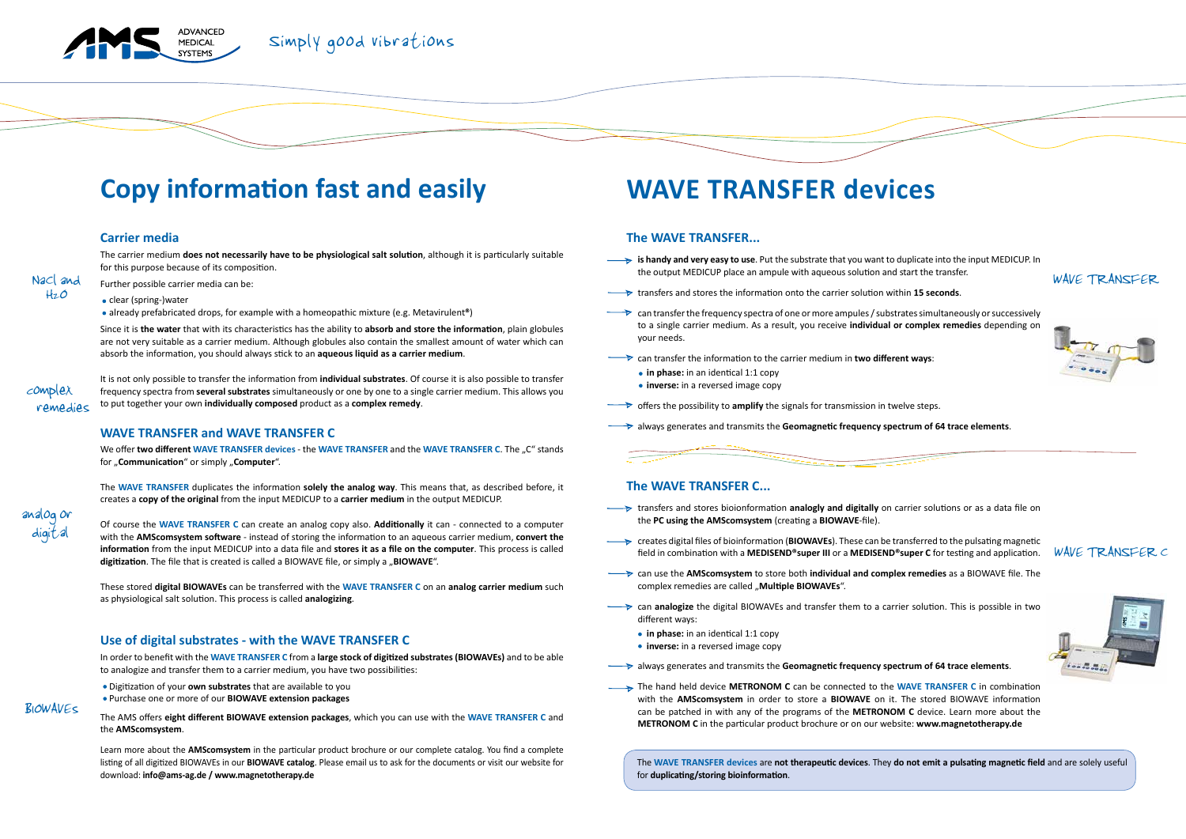# Copy information fast and easily

## Carrier media

NaCl and $H_2O$

The carrier medium **does not necessarily have to be physiological salt solution**, although it is particularly suitable for this purpose because of its composition.

Further possible carrier media can be:

- clear (spring-)water
- already prefabricated drops, for example with a homeopathic mixture (e.g. Metavirulent®)

Since it is **the water** that with its characteristics has the ability to **absorb and store the information**, plain globules are not very suitable as a carrier medium. Although globules also contain the smallest amount of water which can absorb the information, you should always stick to an **aqueous liquid as a carrier medium**.

complex remedies

It is not only possible to transfer the information from **individual substrates**. Of course it is also possible to transfer frequency spectra from **several substrates** simultaneously or one by one to a single carrier medium. This allows you to put together your own **individually composed** product as a **complex remedy**.

## WAVE TRANSFER and WAVE TRANSFER C

We offer **two different WAVE TRANSFER devices** - the **WAVE TRANSFER** and the **WAVE TRANSFER C**. The „C" stands for „**Communication**" or simply „**Computer**".

analog or digital

The **WAVE TRANSFER** duplicates the information **solely the analog way**. This means that, as described before, it creates a **copy of the original** from the input MEDICUP to a **carrier medium** in the output MEDICUP.

Of course the **WAVE TRANSFER C** can create an analog copy also. **Additionally** it can - connected to a computer with the **AMScomsystem software** - instead of storing the information to an aqueous carrier medium, **convert the information** from the input MEDICUP into a data file and **stores it as a file on the computer**. This process is called **digitization**. The file that is created is called a BIOWAVE file, or simply a „**BIOWAVE**".

These stored **digital BIOWAVEs** can be transferred with the **WAVE TRANSFER C** on an **analog carrier medium** such as physiological salt solution. This process is called **analogizing**.

## Use of digital substrates - with the WAVE TRANSFER C

In order to benefit with the **WAVE TRANSFER C** from a **large stock of digitized substrates (BIOWAVEs)** and to be able to analogize and transfer them to a carrier medium, you have two possibilities:

- Digitization of your **own substrates** that are available to you
- Purchase one or more of our **BIOWAVE extension packages**

BIOWAVEs

The AMS offers **eight different BIOWAVE extension packages**, which you can use with the **WAVE TRANSFER C** and the **AMScomsystem**.

Learn more about the **AMScomsystem** in the particular product brochure or our complete catalog. You find a complete listing of all digitized BIOWAVEs in our **BIOWAVE catalog**. Please email us to ask for the documents or visit our website for download: **info@ams-ag.de / www.magnetotherapy.de**

# WAVE TRANSFER devices

## The WAVE TRANSFER...

WAVE TRANSFER

- **is handy and very easy to use**. Put the substrate that you want to duplicate into the input MEDICUP. In the output MEDICUP place an ampule with aqueous solution and start the transfer.
- transfers and stores the information onto the carrier solution within **15 seconds**.
- can transfer the frequency spectra of one or more ampules / substrates simultaneously or successively to a single carrier medium. As a result, you receive **individual or complex remedies** depending on your needs.
- can transfer the information to the carrier medium in **two different ways**:
  - **in phase:** in an identical 1:1 copy
  - **inverse:** in a reversed image copy
- offers the possibility to **amplify** the signals for transmission in twelve steps.
- always generates and transmits the **Geomagnetic frequency spectrum of 64 trace elements**.

## The WAVE TRANSFER C...

WAVE TRANSFER C

- transfers and stores bioionformation **analogly and digitally** on carrier solutions or as a data file on the **PC using the AMScomsystem** (creating a **BIOWAVE**-file).
- creates digital files of bioinformation (**BIOWAVEs**). These can be transferred to the pulsating magnetic field in combination with a **MEDISEND®super III** or a **MEDISEND®super C** for testing and application.
- can use the **AMScomsystem** to store both **individual and complex remedies** as a BIOWAVE file. The complex remedies are called „**Multiple BIOWAVEs**".
- can **analogize** the digital BIOWAVEs and transfer them to a carrier solution. This is possible in two different ways:
  - **in phase:** in an identical 1:1 copy
  - **inverse:** in a reversed image copy
- always generates and transmits the **Geomagnetic frequency spectrum of 64 trace elements**.
- The hand held device **METRONOM C** can be connected to the **WAVE TRANSFER C** in combination with the **AMScomsystem** in order to store a **BIOWAVE** on it. The stored BIOWAVE information can be patched in with any of the programs of the **METRONOM C** device. Learn more about the **METRONOM C** in the particular product brochure or on our website: **www.magnetotherapy.de**

The **WAVE TRANSFER devices** are **not therapeutic devices**. They **do not emit a pulsating magnetic field** and are solely useful for **duplicating/storing bioinformation**.